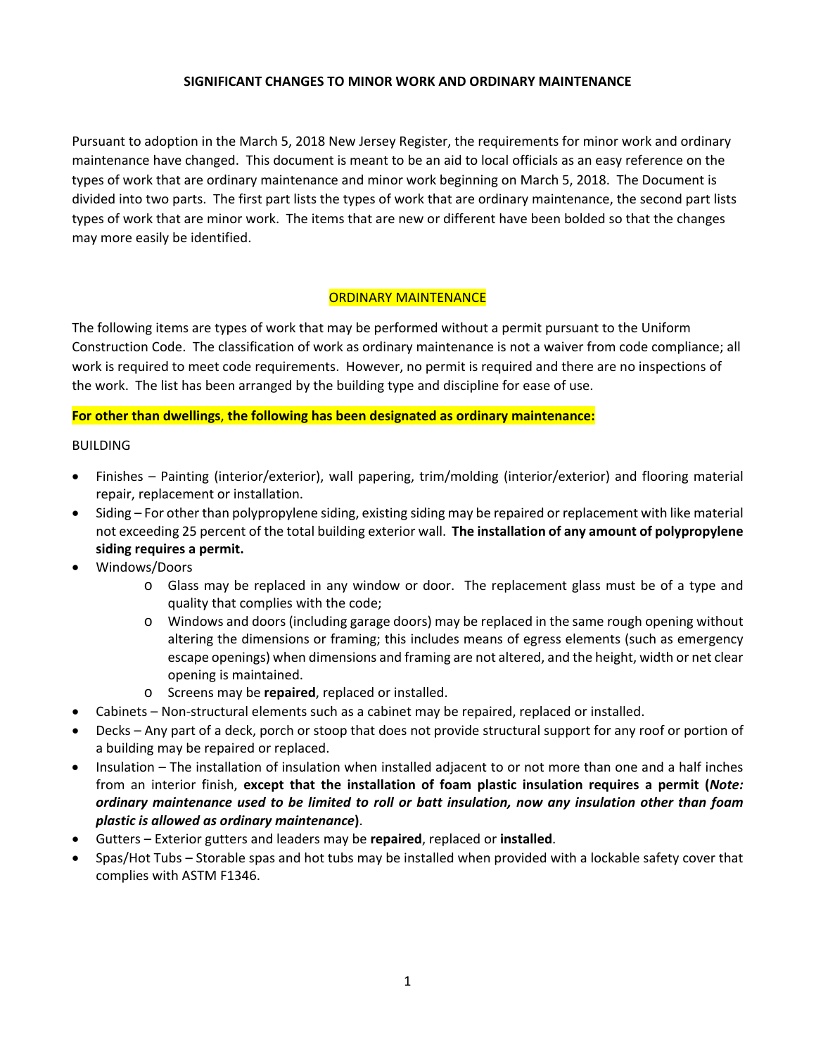# SIGNIFICANT CHANGES TO MINOR WORK AND ORDINARY MAINTENANCE

Pursuant to adoption in the March 5, 2018 New Jersey Register, the requirements for minor work and ordinary maintenance have changed. This document is meant to be an aid to local officials as an easy reference on the types of work that are ordinary maintenance and minor work beginning on March 5, 2018. The Document is divided into two parts. The first part lists the types of work that are ordinary maintenance, the second part lists types of work that are minor work. The items that are new or different have been bolded so that the changes may more easily be identified.

## ORDINARY MAINTENANCE

The following items are types of work that may be performed without a permit pursuant to the Uniform Construction Code. The classification of work as ordinary maintenance is not a waiver from code compliance; all work is required to meet code requirements. However, no permit is required and there are no inspections of the work. The list has been arranged by the building type and discipline for ease of use.

**For other than dwellings, the following has been designated as ordinary maintenance:**

BUILDING

- Finishes – Painting (interior/exterior), wall papering, trim/molding (interior/exterior) and flooring material repair, replacement or installation.
- Siding – For other than polypropylene siding, existing siding may be repaired or replacement with like material not exceeding 25 percent of the total building exterior wall. **The installation of any amount of polypropylene siding requires a permit.**
- Windows/Doors
  - Glass may be replaced in any window or door. The replacement glass must be of a type and quality that complies with the code;
  - Windows and doors (including garage doors) may be replaced in the same rough opening without altering the dimensions or framing; this includes means of egress elements (such as emergency escape openings) when dimensions and framing are not altered, and the height, width or net clear opening is maintained.
  - Screens may be **repaired**, replaced or installed.
- Cabinets – Non-structural elements such as a cabinet may be repaired, replaced or installed.
- Decks – Any part of a deck, porch or stoop that does not provide structural support for any roof or portion of a building may be repaired or replaced.
- Insulation – The installation of insulation when installed adjacent to or not more than one and a half inches from an interior finish, **except that the installation of foam plastic insulation requires a permit (*Note: ordinary maintenance used to be limited to roll or batt insulation, now any insulation other than foam plastic is allowed as ordinary maintenance*)**.
- Gutters – Exterior gutters and leaders may be **repaired**, replaced or **installed**.
- Spas/Hot Tubs – Storable spas and hot tubs may be installed when provided with a lockable safety cover that complies with ASTM F1346.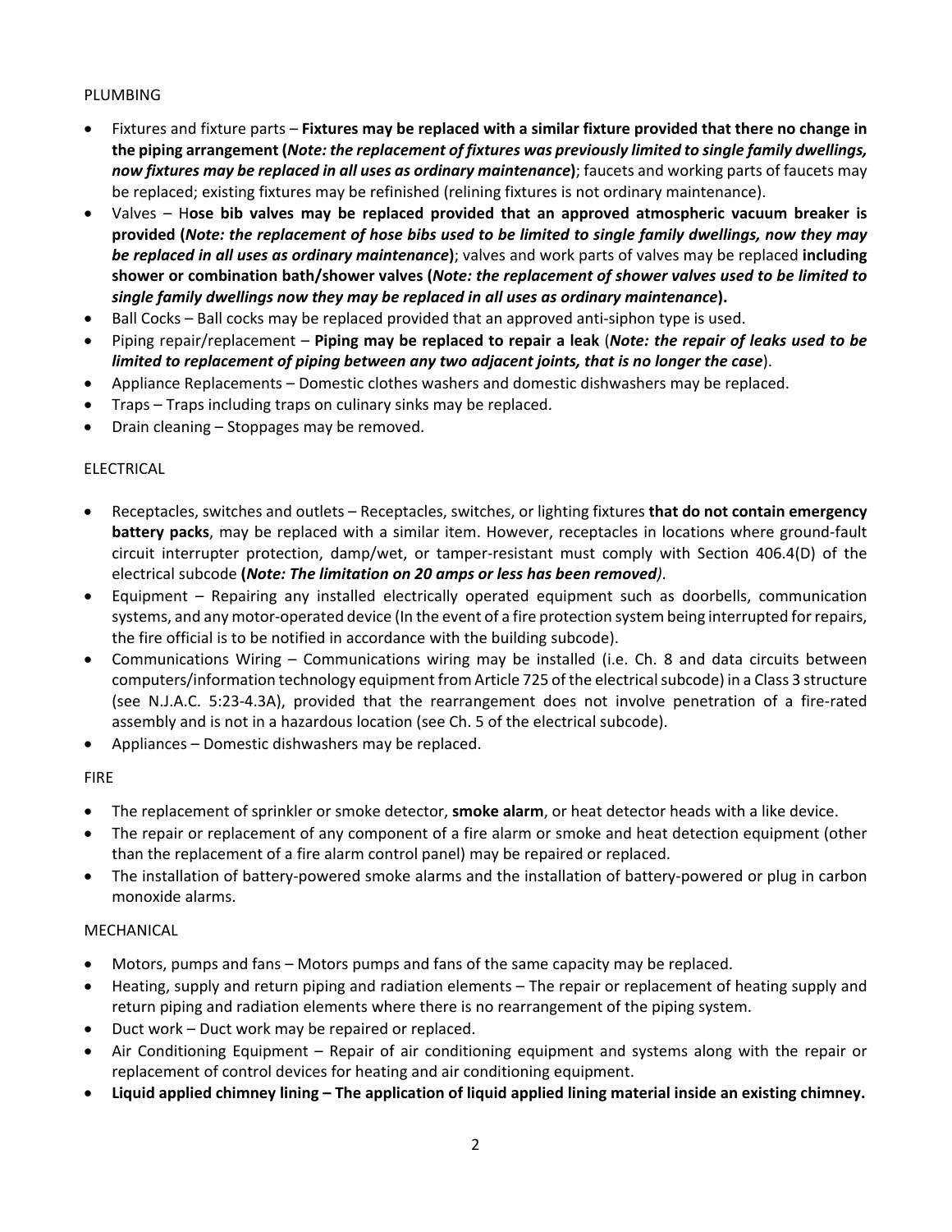PLUMBING

- Fixtures and fixture parts – **Fixtures may be replaced with a similar fixture provided that there no change in the piping arrangement (*Note: the replacement of fixtures was previously limited to single family dwellings, now fixtures may be replaced in all uses as ordinary maintenance*)**; faucets and working parts of faucets may be replaced; existing fixtures may be refinished (relining fixtures is not ordinary maintenance).
- Valves – H**ose bib valves may be replaced provided that an approved atmospheric vacuum breaker is provided (*Note: the replacement of hose bibs used to be limited to single family dwellings, now they may be replaced in all uses as ordinary maintenance*)**; valves and work parts of valves may be replaced **including shower or combination bath/shower valves (*Note: the replacement of shower valves used to be limited to single family dwellings now they may be replaced in all uses as ordinary maintenance*).**
- Ball Cocks – Ball cocks may be replaced provided that an approved anti-siphon type is used.
- Piping repair/replacement – **Piping may be replaced to repair a leak** (***Note: the repair of leaks used to be limited to replacement of piping between any two adjacent joints, that is no longer the case***).
- Appliance Replacements – Domestic clothes washers and domestic dishwashers may be replaced.
- Traps – Traps including traps on culinary sinks may be replaced.
- Drain cleaning – Stoppages may be removed.

ELECTRICAL

- Receptacles, switches and outlets – Receptacles, switches, or lighting fixtures **that do not contain emergency battery packs**, may be replaced with a similar item. However, receptacles in locations where ground-fault circuit interrupter protection, damp/wet, or tamper-resistant must comply with Section 406.4(D) of the electrical subcode **(*Note: The limitation on 20 amps or less has been removed*)**.
- Equipment – Repairing any installed electrically operated equipment such as doorbells, communication systems, and any motor-operated device (In the event of a fire protection system being interrupted for repairs, the fire official is to be notified in accordance with the building subcode).
- Communications Wiring – Communications wiring may be installed (i.e. Ch. 8 and data circuits between computers/information technology equipment from Article 725 of the electrical subcode) in a Class 3 structure (see N.J.A.C. 5:23-4.3A), provided that the rearrangement does not involve penetration of a fire-rated assembly and is not in a hazardous location (see Ch. 5 of the electrical subcode).
- Appliances – Domestic dishwashers may be replaced.

FIRE

- The replacement of sprinkler or smoke detector, **smoke alarm**, or heat detector heads with a like device.
- The repair or replacement of any component of a fire alarm or smoke and heat detection equipment (other than the replacement of a fire alarm control panel) may be repaired or replaced.
- The installation of battery-powered smoke alarms and the installation of battery-powered or plug in carbon monoxide alarms.

MECHANICAL

- Motors, pumps and fans – Motors pumps and fans of the same capacity may be replaced.
- Heating, supply and return piping and radiation elements – The repair or replacement of heating supply and return piping and radiation elements where there is no rearrangement of the piping system.
- Duct work – Duct work may be repaired or replaced.
- Air Conditioning Equipment – Repair of air conditioning equipment and systems along with the repair or replacement of control devices for heating and air conditioning equipment.
- **Liquid applied chimney lining – The application of liquid applied lining material inside an existing chimney.**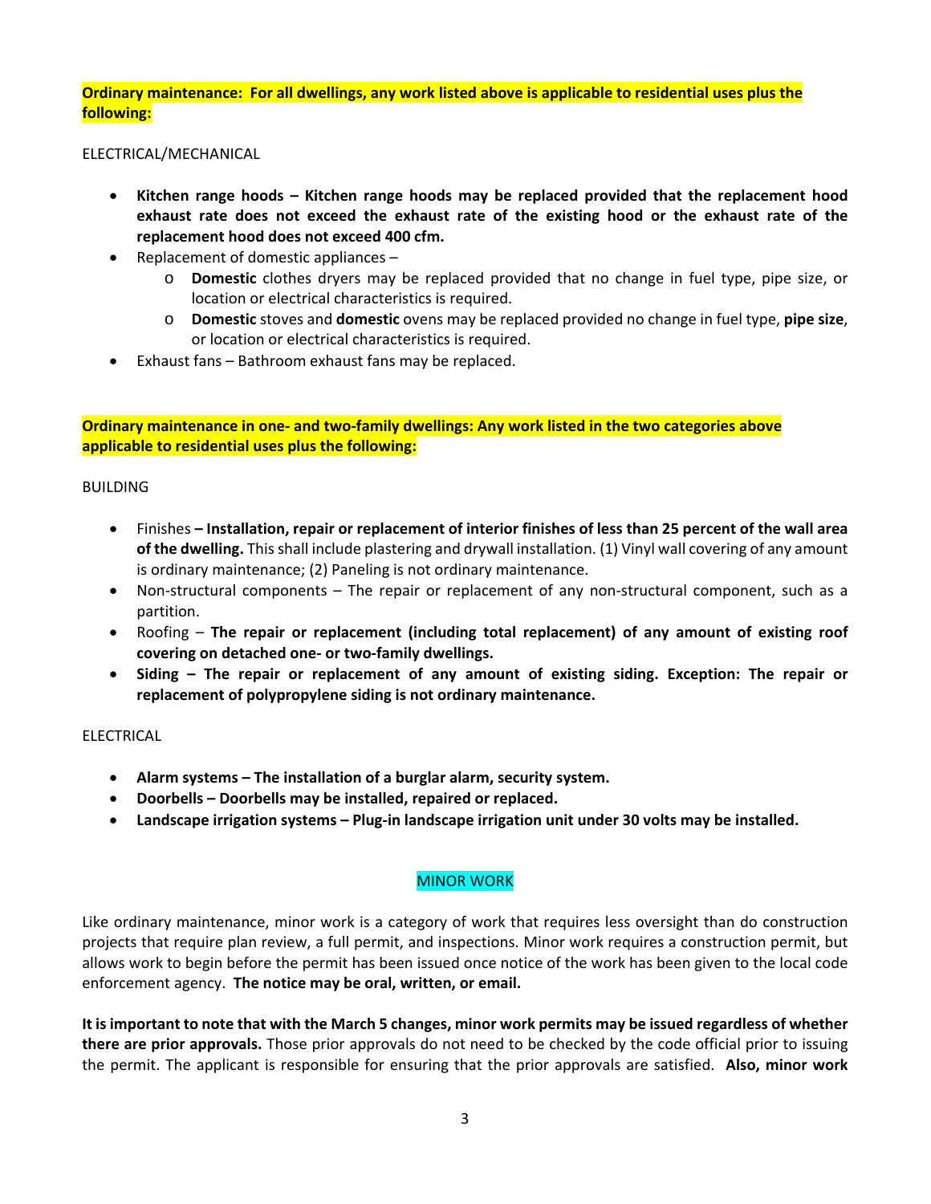**Ordinary maintenance: For all dwellings, any work listed above is applicable to residential uses plus the following:**

ELECTRICAL/MECHANICAL

- **Kitchen range hoods – Kitchen range hoods may be replaced provided that the replacement hood exhaust rate does not exceed the exhaust rate of the existing hood or the exhaust rate of the replacement hood does not exceed 400 cfm.**
- Replacement of domestic appliances –
  - **Domestic** clothes dryers may be replaced provided that no change in fuel type, pipe size, or location or electrical characteristics is required.
  - **Domestic** stoves and **domestic** ovens may be replaced provided no change in fuel type, **pipe size**, or location or electrical characteristics is required.
- Exhaust fans – Bathroom exhaust fans may be replaced.

**Ordinary maintenance in one- and two-family dwellings: Any work listed in the two categories above applicable to residential uses plus the following:**

BUILDING

- Finishes **– Installation, repair or replacement of interior finishes of less than 25 percent of the wall area of the dwelling.** This shall include plastering and drywall installation. (1) Vinyl wall covering of any amount is ordinary maintenance; (2) Paneling is not ordinary maintenance.
- Non-structural components – The repair or replacement of any non-structural component, such as a partition.
- Roofing – **The repair or replacement (including total replacement) of any amount of existing roof covering on detached one- or two-family dwellings.**
- **Siding – The repair or replacement of any amount of existing siding. Exception: The repair or replacement of polypropylene siding is not ordinary maintenance.**

ELECTRICAL

- **Alarm systems – The installation of a burglar alarm, security system.**
- **Doorbells – Doorbells may be installed, repaired or replaced.**
- **Landscape irrigation systems – Plug-in landscape irrigation unit under 30 volts may be installed.**

## MINOR WORK

Like ordinary maintenance, minor work is a category of work that requires less oversight than do construction projects that require plan review, a full permit, and inspections. Minor work requires a construction permit, but allows work to begin before the permit has been issued once notice of the work has been given to the local code enforcement agency. **The notice may be oral, written, or email.**

**It is important to note that with the March 5 changes, minor work permits may be issued regardless of whether there are prior approvals.** Those prior approvals do not need to be checked by the code official prior to issuing the permit. The applicant is responsible for ensuring that the prior approvals are satisfied. **Also, minor work**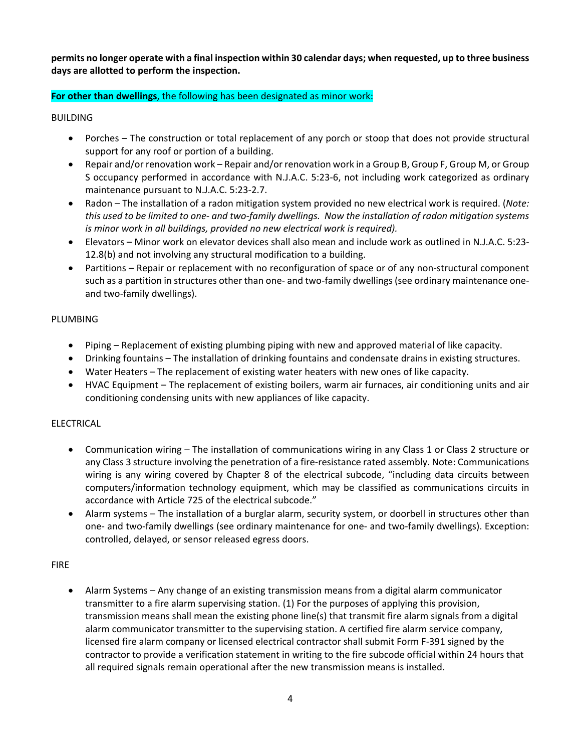**permits no longer operate with a final inspection within 30 calendar days; when requested, up to three business days are allotted to perform the inspection.**

**For other than dwellings**, the following has been designated as minor work:

BUILDING

- Porches – The construction or total replacement of any porch or stoop that does not provide structural support for any roof or portion of a building.
- Repair and/or renovation work – Repair and/or renovation work in a Group B, Group F, Group M, or Group S occupancy performed in accordance with N.J.A.C. 5:23-6, not including work categorized as ordinary maintenance pursuant to N.J.A.C. 5:23-2.7.
- Radon – The installation of a radon mitigation system provided no new electrical work is required. (*Note: this used to be limited to one- and two-family dwellings. Now the installation of radon mitigation systems is minor work in all buildings, provided no new electrical work is required).*
- Elevators – Minor work on elevator devices shall also mean and include work as outlined in N.J.A.C. 5:23-12.8(b) and not involving any structural modification to a building.
- Partitions – Repair or replacement with no reconfiguration of space or of any non-structural component such as a partition in structures other than one- and two-family dwellings (see ordinary maintenance one- and two-family dwellings).

PLUMBING

- Piping – Replacement of existing plumbing piping with new and approved material of like capacity.
- Drinking fountains – The installation of drinking fountains and condensate drains in existing structures.
- Water Heaters – The replacement of existing water heaters with new ones of like capacity.
- HVAC Equipment – The replacement of existing boilers, warm air furnaces, air conditioning units and air conditioning condensing units with new appliances of like capacity.

ELECTRICAL

- Communication wiring – The installation of communications wiring in any Class 1 or Class 2 structure or any Class 3 structure involving the penetration of a fire-resistance rated assembly. Note: Communications wiring is any wiring covered by Chapter 8 of the electrical subcode, "including data circuits between computers/information technology equipment, which may be classified as communications circuits in accordance with Article 725 of the electrical subcode."
- Alarm systems – The installation of a burglar alarm, security system, or doorbell in structures other than one- and two-family dwellings (see ordinary maintenance for one- and two-family dwellings). Exception: controlled, delayed, or sensor released egress doors.

FIRE

- Alarm Systems – Any change of an existing transmission means from a digital alarm communicator transmitter to a fire alarm supervising station. (1) For the purposes of applying this provision, transmission means shall mean the existing phone line(s) that transmit fire alarm signals from a digital alarm communicator transmitter to the supervising station. A certified fire alarm service company, licensed fire alarm company or licensed electrical contractor shall submit Form F-391 signed by the contractor to provide a verification statement in writing to the fire subcode official within 24 hours that all required signals remain operational after the new transmission means is installed.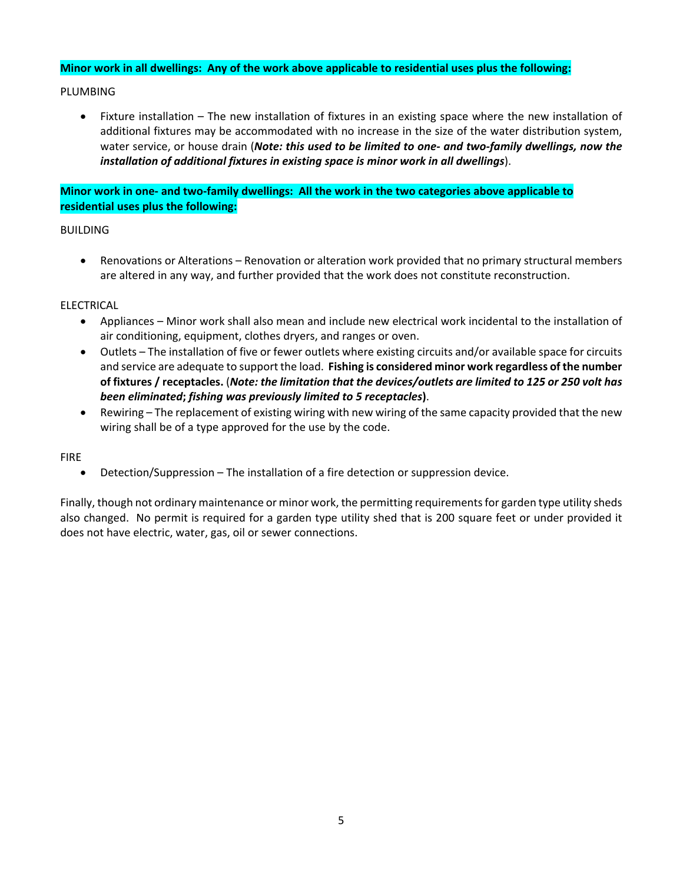**Minor work in all dwellings: Any of the work above applicable to residential uses plus the following:**

PLUMBING

- Fixture installation – The new installation of fixtures in an existing space where the new installation of additional fixtures may be accommodated with no increase in the size of the water distribution system, water service, or house drain (***Note: this used to be limited to one- and two-family dwellings, now the installation of additional fixtures in existing space is minor work in all dwellings***).

**Minor work in one- and two-family dwellings: All the work in the two categories above applicable to residential uses plus the following:**

BUILDING

- Renovations or Alterations – Renovation or alteration work provided that no primary structural members are altered in any way, and further provided that the work does not constitute reconstruction.

ELECTRICAL

- Appliances – Minor work shall also mean and include new electrical work incidental to the installation of air conditioning, equipment, clothes dryers, and ranges or oven.
- Outlets – The installation of five or fewer outlets where existing circuits and/or available space for circuits and service are adequate to support the load. **Fishing is considered minor work regardless of the number of fixtures / receptacles.** (***Note: the limitation that the devices/outlets are limited to 125 or 250 volt has been eliminated*; *fishing was previously limited to 5 receptacles***).
- Rewiring – The replacement of existing wiring with new wiring of the same capacity provided that the new wiring shall be of a type approved for the use by the code.

FIRE

- Detection/Suppression – The installation of a fire detection or suppression device.

Finally, though not ordinary maintenance or minor work, the permitting requirements for garden type utility sheds also changed. No permit is required for a garden type utility shed that is 200 square feet or under provided it does not have electric, water, gas, oil or sewer connections.